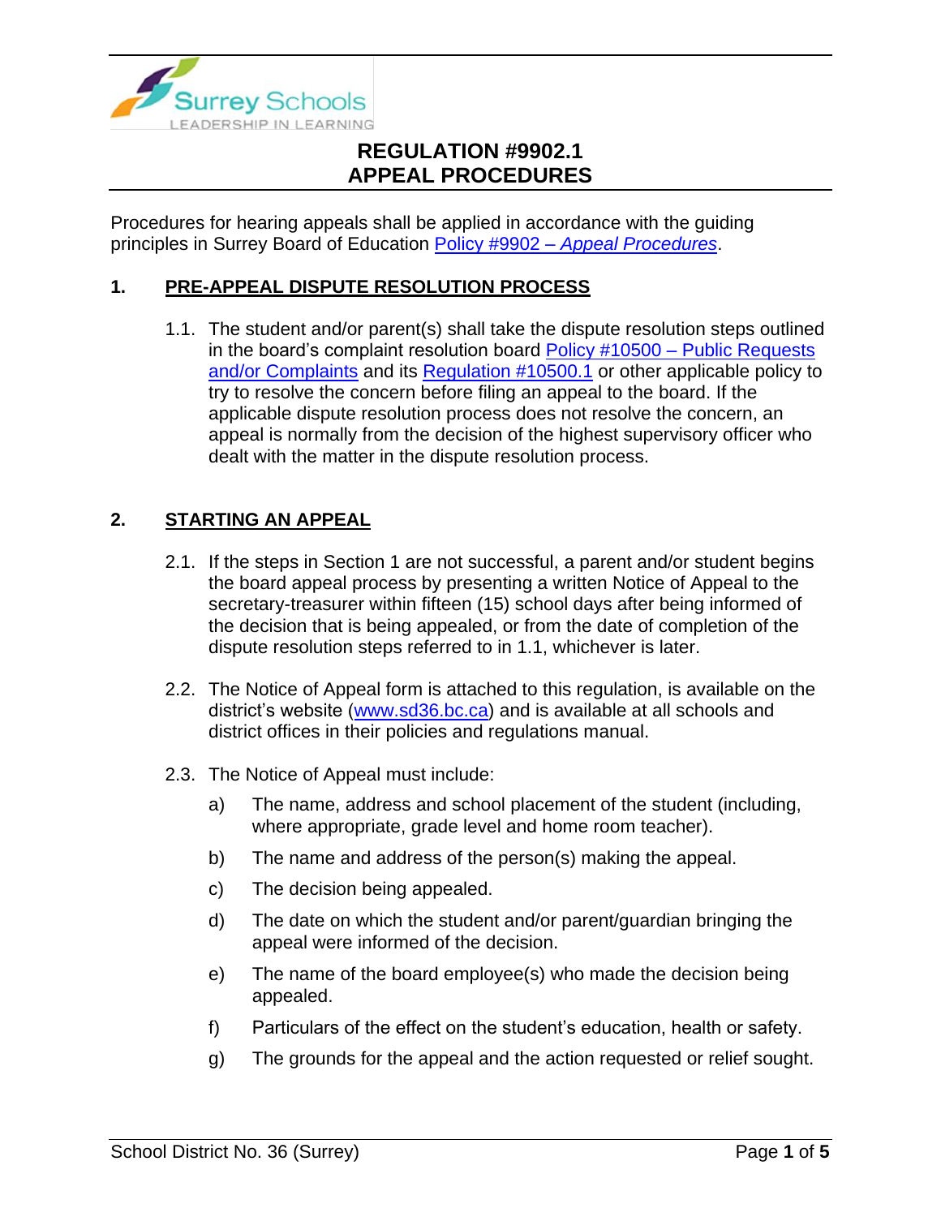# REGULATION #9902.1
# APPEAL PROCEDURES

Procedures for hearing appeals shall be applied in accordance with the guiding principles in Surrey Board of Education [Policy #9902 – *Appeal Procedures*].

## 1. PRE-APPEAL DISPUTE RESOLUTION PROCESS

1.1. The student and/or parent(s) shall take the dispute resolution steps outlined in the board's complaint resolution board [Policy #10500 – Public Requests and/or Complaints] and its [Regulation #10500.1] or other applicable policy to try to resolve the concern before filing an appeal to the board. If the applicable dispute resolution process does not resolve the concern, an appeal is normally from the decision of the highest supervisory officer who dealt with the matter in the dispute resolution process.

## 2. STARTING AN APPEAL

2.1. If the steps in Section 1 are not successful, a parent and/or student begins the board appeal process by presenting a written Notice of Appeal to the secretary-treasurer within fifteen (15) school days after being informed of the decision that is being appealed, or from the date of completion of the dispute resolution steps referred to in 1.1, whichever is later.

2.2. The Notice of Appeal form is attached to this regulation, is available on the district's website ([www.sd36.bc.ca]) and is available at all schools and district offices in their policies and regulations manual.

2.3. The Notice of Appeal must include:

a) The name, address and school placement of the student (including, where appropriate, grade level and home room teacher).

b) The name and address of the person(s) making the appeal.

c) The decision being appealed.

d) The date on which the student and/or parent/guardian bringing the appeal were informed of the decision.

e) The name of the board employee(s) who made the decision being appealed.

f) Particulars of the effect on the student's education, health or safety.

g) The grounds for the appeal and the action requested or relief sought.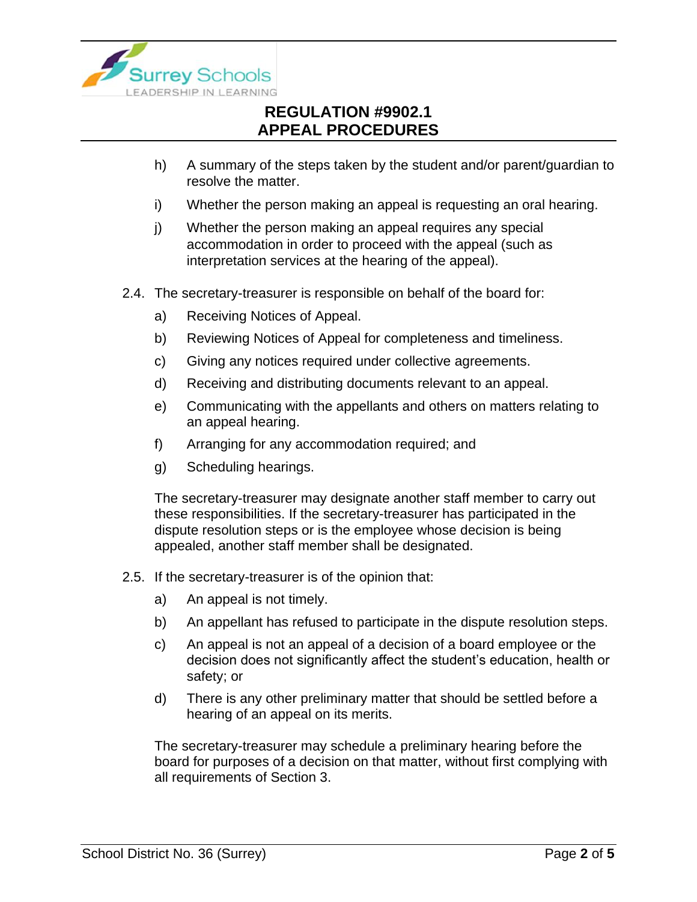h) A summary of the steps taken by the student and/or parent/guardian to resolve the matter.

i) Whether the person making an appeal is requesting an oral hearing.

j) Whether the person making an appeal requires any special accommodation in order to proceed with the appeal (such as interpretation services at the hearing of the appeal).

2.4. The secretary-treasurer is responsible on behalf of the board for:

a) Receiving Notices of Appeal.

b) Reviewing Notices of Appeal for completeness and timeliness.

c) Giving any notices required under collective agreements.

d) Receiving and distributing documents relevant to an appeal.

e) Communicating with the appellants and others on matters relating to an appeal hearing.

f) Arranging for any accommodation required; and

g) Scheduling hearings.

The secretary-treasurer may designate another staff member to carry out these responsibilities. If the secretary-treasurer has participated in the dispute resolution steps or is the employee whose decision is being appealed, another staff member shall be designated.

2.5. If the secretary-treasurer is of the opinion that:

a) An appeal is not timely.

b) An appellant has refused to participate in the dispute resolution steps.

c) An appeal is not an appeal of a decision of a board employee or the decision does not significantly affect the student's education, health or safety; or

d) There is any other preliminary matter that should be settled before a hearing of an appeal on its merits.

The secretary-treasurer may schedule a preliminary hearing before the board for purposes of a decision on that matter, without first complying with all requirements of Section 3.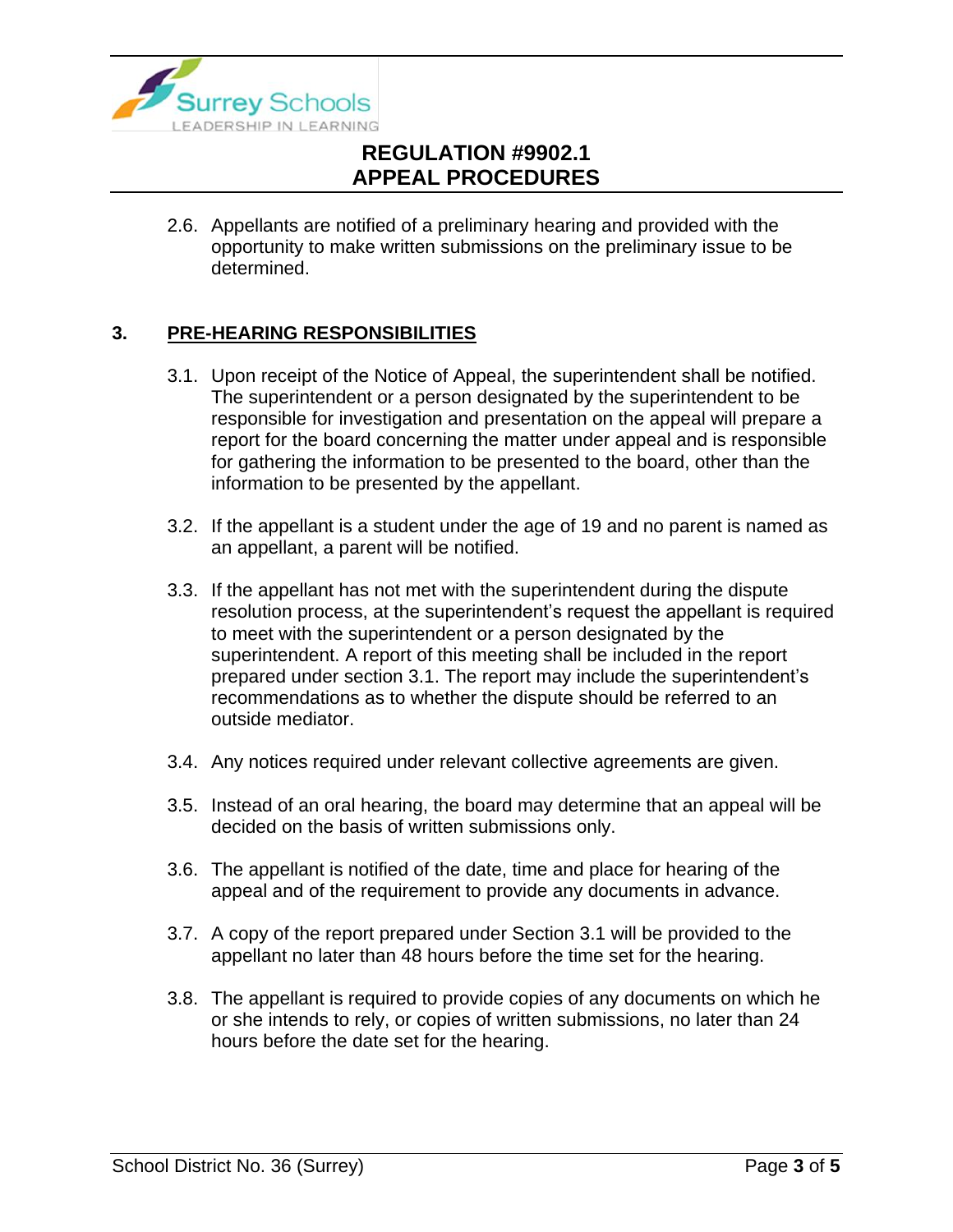2.6. Appellants are notified of a preliminary hearing and provided with the opportunity to make written submissions on the preliminary issue to be determined.

## 3. PRE-HEARING RESPONSIBILITIES

3.1. Upon receipt of the Notice of Appeal, the superintendent shall be notified. The superintendent or a person designated by the superintendent to be responsible for investigation and presentation on the appeal will prepare a report for the board concerning the matter under appeal and is responsible for gathering the information to be presented to the board, other than the information to be presented by the appellant.

3.2. If the appellant is a student under the age of 19 and no parent is named as an appellant, a parent will be notified.

3.3. If the appellant has not met with the superintendent during the dispute resolution process, at the superintendent's request the appellant is required to meet with the superintendent or a person designated by the superintendent. A report of this meeting shall be included in the report prepared under section 3.1. The report may include the superintendent's recommendations as to whether the dispute should be referred to an outside mediator.

3.4. Any notices required under relevant collective agreements are given.

3.5. Instead of an oral hearing, the board may determine that an appeal will be decided on the basis of written submissions only.

3.6. The appellant is notified of the date, time and place for hearing of the appeal and of the requirement to provide any documents in advance.

3.7. A copy of the report prepared under Section 3.1 will be provided to the appellant no later than 48 hours before the time set for the hearing.

3.8. The appellant is required to provide copies of any documents on which he or she intends to rely, or copies of written submissions, no later than 24 hours before the date set for the hearing.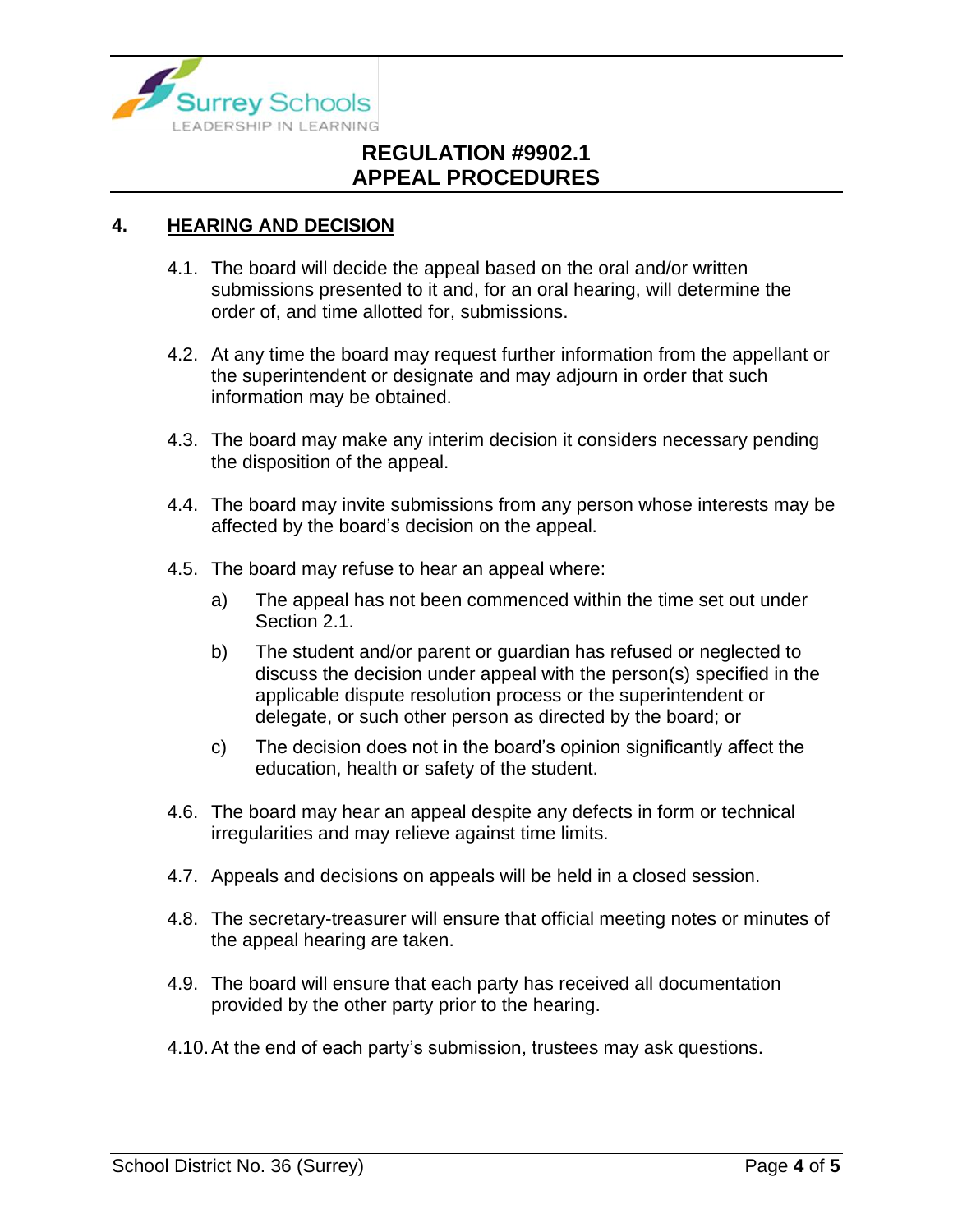## 4. HEARING AND DECISION

4.1. The board will decide the appeal based on the oral and/or written submissions presented to it and, for an oral hearing, will determine the order of, and time allotted for, submissions.

4.2. At any time the board may request further information from the appellant or the superintendent or designate and may adjourn in order that such information may be obtained.

4.3. The board may make any interim decision it considers necessary pending the disposition of the appeal.

4.4. The board may invite submissions from any person whose interests may be affected by the board's decision on the appeal.

4.5. The board may refuse to hear an appeal where:

   a) The appeal has not been commenced within the time set out under Section 2.1.

   b) The student and/or parent or guardian has refused or neglected to discuss the decision under appeal with the person(s) specified in the applicable dispute resolution process or the superintendent or delegate, or such other person as directed by the board; or

   c) The decision does not in the board's opinion significantly affect the education, health or safety of the student.

4.6. The board may hear an appeal despite any defects in form or technical irregularities and may relieve against time limits.

4.7. Appeals and decisions on appeals will be held in a closed session.

4.8. The secretary-treasurer will ensure that official meeting notes or minutes of the appeal hearing are taken.

4.9. The board will ensure that each party has received all documentation provided by the other party prior to the hearing.

4.10. At the end of each party's submission, trustees may ask questions.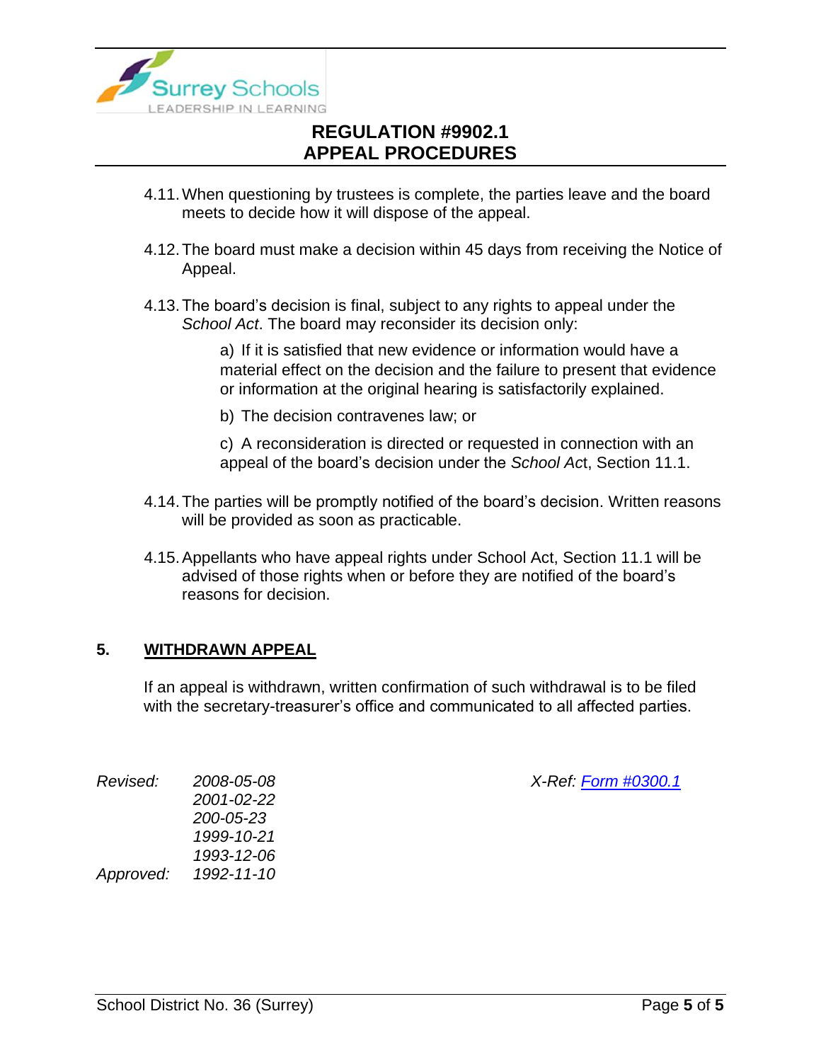# REGULATION #9902.1
# APPEAL PROCEDURES

4.11. When questioning by trustees is complete, the parties leave and the board meets to decide how it will dispose of the appeal.

4.12. The board must make a decision within 45 days from receiving the Notice of Appeal.

4.13. The board's decision is final, subject to any rights to appeal under the *School Act*. The board may reconsider its decision only:

a) If it is satisfied that new evidence or information would have a material effect on the decision and the failure to present that evidence or information at the original hearing is satisfactorily explained.

b) The decision contravenes law; or

c) A reconsideration is directed or requested in connection with an appeal of the board's decision under the *School Act*, Section 11.1.

4.14. The parties will be promptly notified of the board's decision. Written reasons will be provided as soon as practicable.

4.15. Appellants who have appeal rights under School Act, Section 11.1 will be advised of those rights when or before they are notified of the board's reasons for decision.

## 5. WITHDRAWN APPEAL

If an appeal is withdrawn, written confirmation of such withdrawal is to be filed with the secretary-treasurer's office and communicated to all affected parties.

*Revised:* *2008-05-08*
*2001-02-22*
*200-05-23*
*1999-10-21*
*1993-12-06*
*Approved:* *1992-11-10*

*X-Ref:* *Form #0300.1*